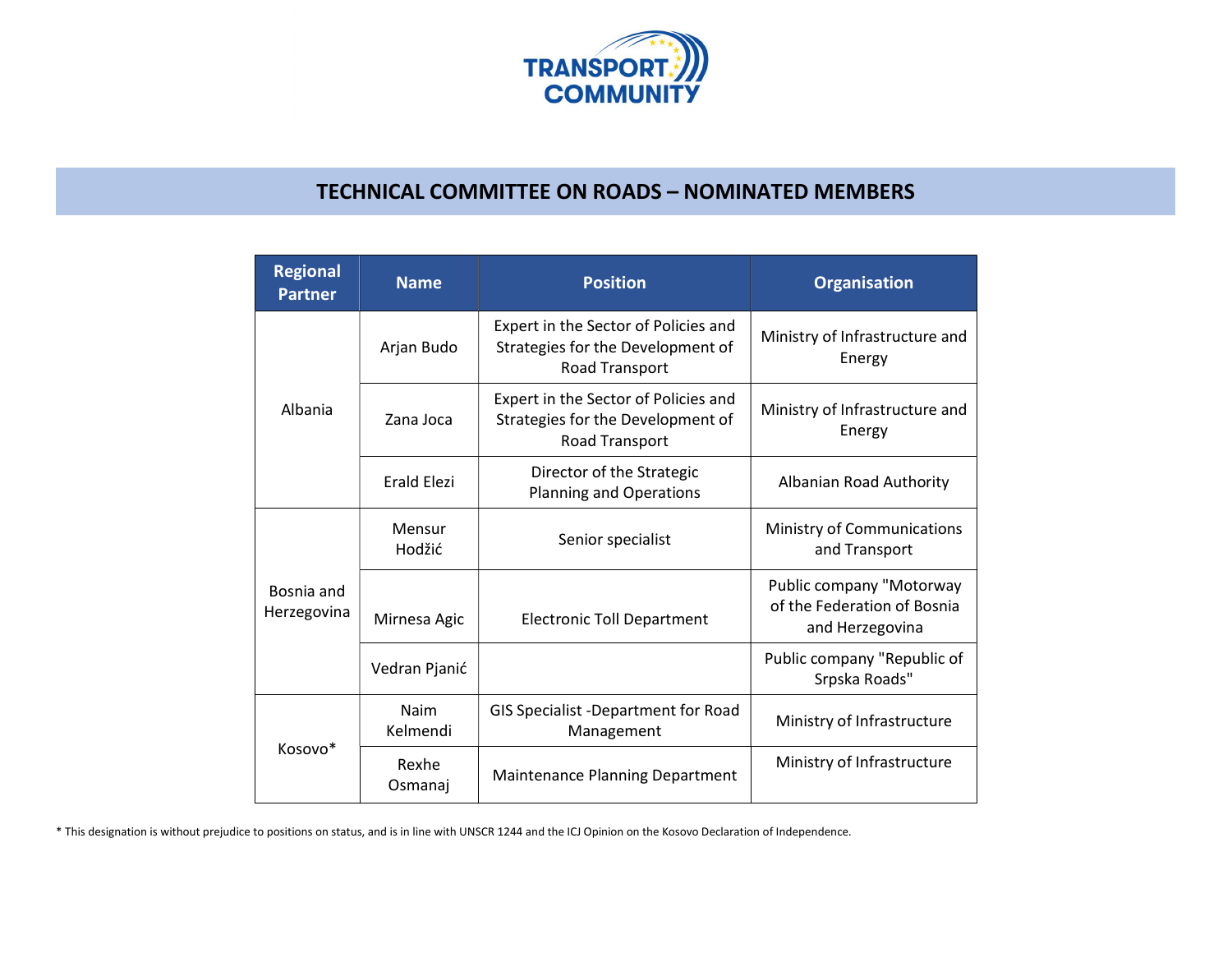# TECHNICAL COMMITTEE ON ROADS – NOMINATED MEMBERS

| Regional Partner | Name | Position | Organisation |
|---|---|---|---|
| Albania | Arjan Budo | Expert in the Sector of Policies and Strategies for the Development of Road Transport | Ministry of Infrastructure and Energy |
| | Zana Joca | Expert in the Sector of Policies and Strategies for the Development of Road Transport | Ministry of Infrastructure and Energy |
| | Erald Elezi | Director of the Strategic Planning and Operations | Albanian Road Authority |
| Bosnia and Herzegovina | Mensur Hodžić | Senior specialist | Ministry of Communications and Transport |
| | Mirnesa Agic | Electronic Toll Department | Public company "Motorway of the Federation of Bosnia and Herzegovina |
| | Vedran Pjanić | | Public company "Republic of Srpska Roads" |
| Kosovo* | Naim Kelmendi | GIS Specialist -Department for Road Management | Ministry of Infrastructure |
| | Rexhe Osmanaj | Maintenance Planning Department | Ministry of Infrastructure |

* This designation is without prejudice to positions on status, and is in line with UNSCR 1244 and the ICJ Opinion on the Kosovo Declaration of Independence.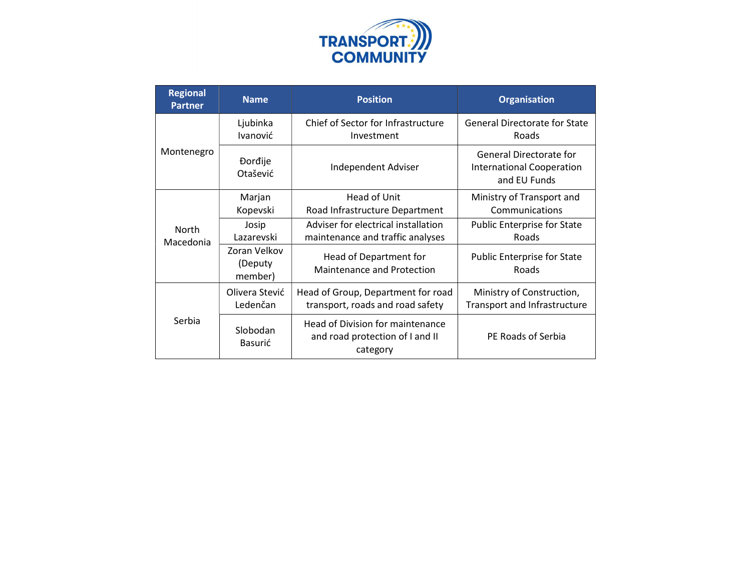| Regional Partner | Name | Position | Organisation |
| --- | --- | --- | --- |
| Montenegro | Ljubinka Ivanović | Chief of Sector for Infrastructure Investment | General Directorate for State Roads |
| | Đorđije Otašević | Independent Adviser | General Directorate for International Cooperation and EU Funds |
| North Macedonia | Marjan Kopevski | Head of Unit Road Infrastructure Department | Ministry of Transport and Communications |
| | Josip Lazarevski | Adviser for electrical installation maintenance and traffic analyses | Public Enterprise for State Roads |
| | Zoran Velkov (Deputy member) | Head of Department for Maintenance and Protection | Public Enterprise for State Roads |
| Serbia | Olivera Stević Ledenčan | Head of Group, Department for road transport, roads and road safety | Ministry of Construction, Transport and Infrastructure |
| | Slobodan Basurić | Head of Division for maintenance and road protection of I and II category | PE Roads of Serbia |